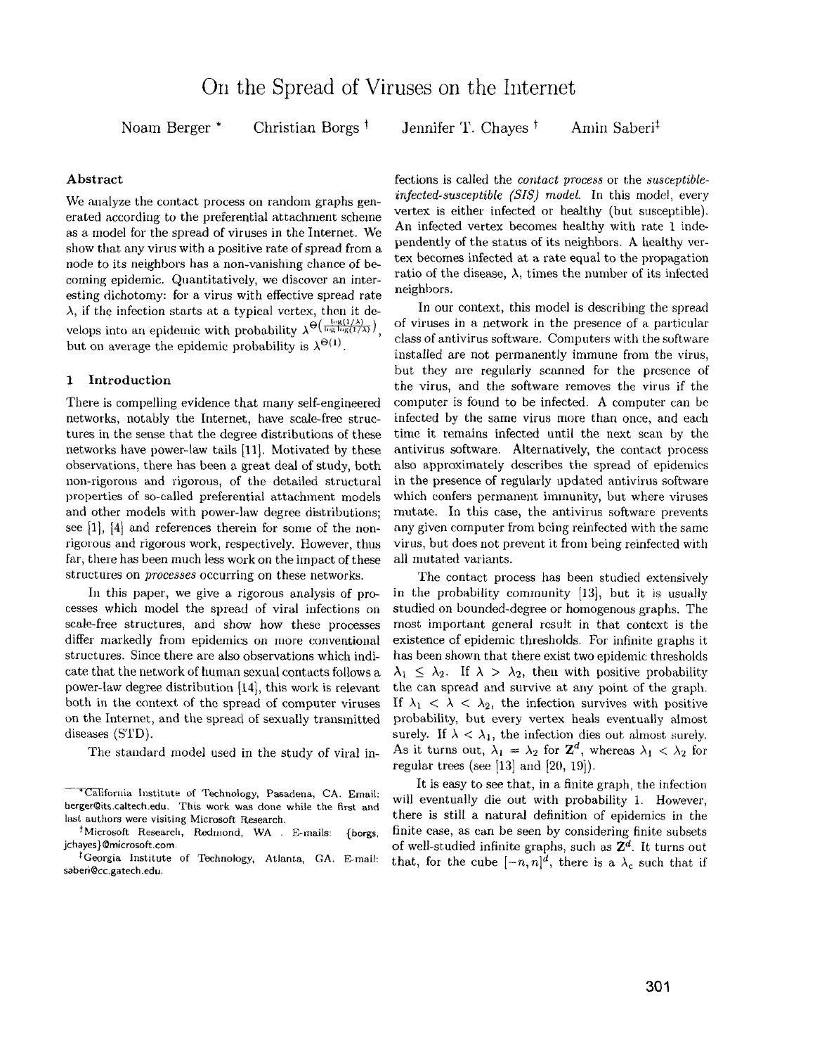# On the Spread of Viruses on the Internet

Noam Berger [*] Christian Borgs [†] Jennifer T. Chayes [†] Amin Saberi [‡]

## Abstract

We analyze the contact process on random graphs generated according to the preferential attachment scheme as a model for the spread of viruses in the Internet. We show that any virus with a positive rate of spread from a node to its neighbors has a non-vanishing chance of becoming epidemic. Quantitatively, we discover an interesting dichotomy: for a virus with effective spread rate $\lambda$, if the infection starts at a typical vertex, then it develops into an epidemic with probability $\lambda^{\Theta\left(\frac{\log(1/\lambda)}{\log\log(1/\lambda)}\right)}$, but on average the epidemic probability is $\lambda^{\Theta(1)}$.

## 1 Introduction

There is compelling evidence that many self-engineered networks, notably the Internet, have scale-free structures in the sense that the degree distributions of these networks have power-law tails [11]. Motivated by these observations, there has been a great deal of study, both non-rigorous and rigorous, of the detailed structural properties of so-called preferential attachment models and other models with power-law degree distributions; see [1], [4] and references therein for some of the non-rigorous and rigorous work, respectively. However, thus far, there has been much less work on the impact of these structures on *processes* occurring on these networks.

In this paper, we give a rigorous analysis of processes which model the spread of viral infections on scale-free structures, and show how these processes differ markedly from epidemics on more conventional structures. Since there are also observations which indicate that the network of human sexual contacts follows a power-law degree distribution [14], this work is relevant both in the context of the spread of computer viruses on the Internet, and the spread of sexually transmitted diseases (STD).

The standard model used in the study of viral infections is called the *contact process* or the *susceptible-infected-susceptible (SIS) model*. In this model, every vertex is either infected or healthy (but susceptible). An infected vertex becomes healthy with rate 1 independently of the status of its neighbors. A healthy vertex becomes infected at a rate equal to the propagation ratio of the disease, $\lambda$, times the number of its infected neighbors.

In our context, this model is describing the spread of viruses in a network in the presence of a particular class of antivirus software. Computers with the software installed are not permanently immune from the virus, but they are regularly scanned for the presence of the virus, and the software removes the virus if the computer is found to be infected. A computer can be infected by the same virus more than once, and each time it remains infected until the next scan by the antivirus software. Alternatively, the contact process also approximately describes the spread of epidemics in the presence of regularly updated antivirus software which confers permanent immunity, but where viruses mutate. In this case, the antivirus software prevents any given computer from being reinfected with the same virus, but does not prevent it from being reinfected with all mutated variants.

The contact process has been studied extensively in the probability community [13], but it is usually studied on bounded-degree or homogenous graphs. The most important general result in that context is the existence of epidemic thresholds. For infinite graphs it has been shown that there exist two epidemic thresholds $\lambda_1 \leq \lambda_2$. If $\lambda > \lambda_2$, then with positive probability the can spread and survive at any point of the graph. If $\lambda_1 < \lambda < \lambda_2$, the infection survives with positive probability, but every vertex heals eventually almost surely. If $\lambda < \lambda_1$, the infection dies out almost surely. As it turns out, $\lambda_1 = \lambda_2$ for $\mathbf{Z}^d$, whereas $\lambda_1 < \lambda_2$ for regular trees (see [13] and [20, 19]).

It is easy to see that, in a finite graph, the infection will eventually die out with probability 1. However, there is still a natural definition of epidemics in the finite case, as can be seen by considering finite subsets of well-studied infinite graphs, such as $\mathbf{Z}^d$. It turns out that, for the cube $[-n, n]^d$, there is a $\lambda_c$ such that if

---

[*] California Institute of Technology, Pasadena, CA. Email: berger@its.caltech.edu. This work was done while the first and last authors were visiting Microsoft Research.

[†] Microsoft Research, Redmond, WA . E-mails: {borgs, jchayes}@microsoft.com.

[‡] Georgia Institute of Technology, Atlanta, GA. E-mail: saberi@cc.gatech.edu.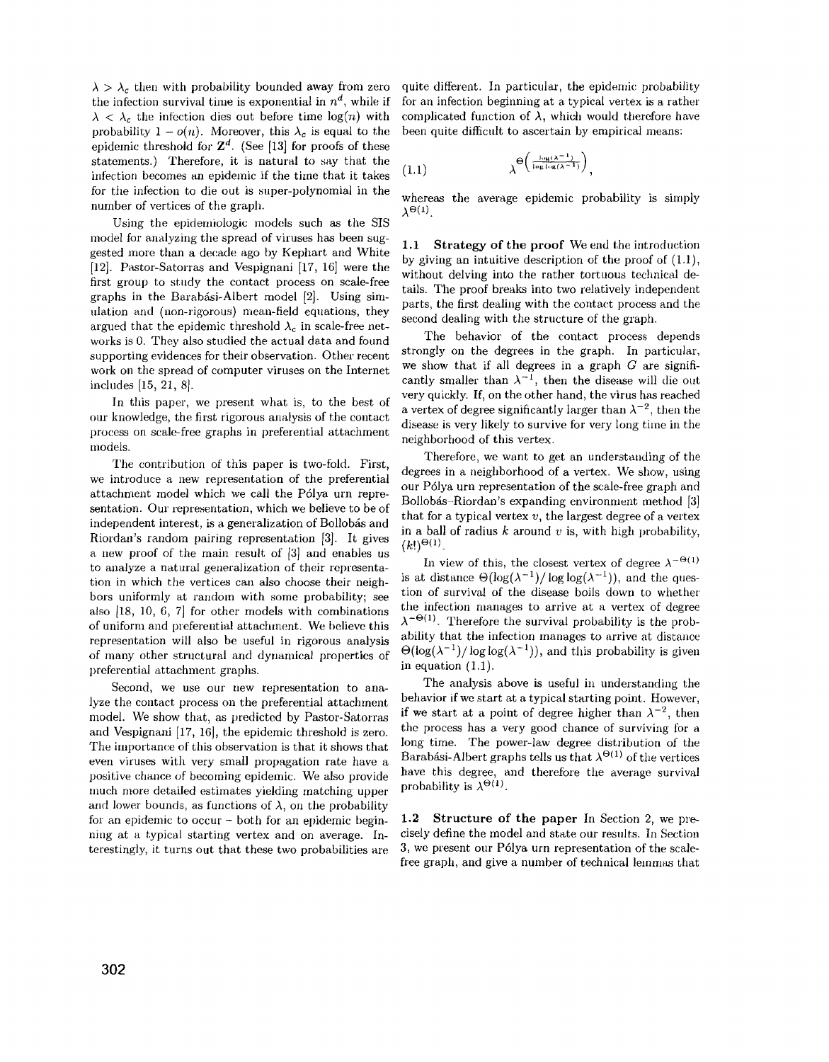$\lambda > \lambda_c$ then with probability bounded away from zero the infection survival time is exponential in $n^d$, while if $\lambda < \lambda_c$ the infection dies out before time $\log(n)$ with probability $1 - o(n)$. Moreover, this $\lambda_c$ is equal to the epidemic threshold for $\mathbf{Z}^d$. (See [13] for proofs of these statements.) Therefore, it is natural to say that the infection becomes an epidemic if the time that it takes for the infection to die out is super-polynomial in the number of vertices of the graph.

Using the epidemiologic models such as the SIS model for analyzing the spread of viruses has been suggested more than a decade ago by Kephart and White [12]. Pastor-Satorras and Vespignani [17, 16] were the first group to study the contact process on scale-free graphs in the Barabási-Albert model [2]. Using simulation and (non-rigorous) mean-field equations, they argued that the epidemic threshold $\lambda_c$ in scale-free networks is 0. They also studied the actual data and found supporting evidences for their observation. Other recent work on the spread of computer viruses on the Internet includes [15, 21, 8].

In this paper, we present what is, to the best of our knowledge, the first rigorous analysis of the contact process on scale-free graphs in preferential attachment models.

The contribution of this paper is two-fold. First, we introduce a new representation of the preferential attachment model which we call the Pólya urn representation. Our representation, which we believe to be of independent interest, is a generalization of Bollobás and Riordan's random pairing representation [3]. It gives a new proof of the main result of [3] and enables us to analyze a natural generalization of their representation in which the vertices can also choose their neighbors uniformly at random with some probability; see also [18, 10, 6, 7] for other models with combinations of uniform and preferential attachment. We believe this representation will also be useful in rigorous analysis of many other structural and dynamical properties of preferential attachment graphs.

Second, we use our new representation to analyze the contact process on the preferential attachment model. We show that, as predicted by Pastor-Satorras and Vespignani [17, 16], the epidemic threshold is zero. The importance of this observation is that it shows that even viruses with very small propagation rate have a positive chance of becoming epidemic. We also provide much more detailed estimates yielding matching upper and lower bounds, as functions of $\lambda$, on the probability for an epidemic to occur – both for an epidemic beginning at a typical starting vertex and on average. Interestingly, it turns out that these two probabilities are quite different. In particular, the epidemic probability for an infection beginning at a typical vertex is a rather complicated function of $\lambda$, which would therefore have been quite difficult to ascertain by empirical means:

$$\lambda^{\Theta\left(\frac{\log(\lambda^{-1})}{\log\log(\lambda^{-1})}\right)}, \tag{1.1}$$

whereas the average epidemic probability is simply $\lambda^{\Theta(1)}$.

### 1.1 Strategy of the proof

We end the introduction by giving an intuitive description of the proof of (1.1), without delving into the rather tortuous technical details. The proof breaks into two relatively independent parts, the first dealing with the contact process and the second dealing with the structure of the graph.

The behavior of the contact process depends strongly on the degrees in the graph. In particular, we show that if all degrees in a graph $G$ are significantly smaller than $\lambda^{-1}$, then the disease will die out very quickly. If, on the other hand, the virus has reached a vertex of degree significantly larger than $\lambda^{-2}$, then the disease is very likely to survive for very long time in the neighborhood of this vertex.

Therefore, we want to get an understanding of the degrees in a neighborhood of a vertex. We show, using our Pólya urn representation of the scale-free graph and Bollobás–Riordan's expanding environment method [3] that for a typical vertex $v$, the largest degree of a vertex in a ball of radius $k$ around $v$ is, with high probability, $(k!)^{\Theta(1)}$.

In view of this, the closest vertex of degree $\lambda^{-\Theta(1)}$ is at distance $\Theta(\log(\lambda^{-1})/\log\log(\lambda^{-1}))$, and the question of survival of the disease boils down to whether the infection manages to arrive at a vertex of degree $\lambda^{-\Theta(1)}$. Therefore the survival probability is the probability that the infection manages to arrive at distance $\Theta(\log(\lambda^{-1})/\log\log(\lambda^{-1}))$, and this probability is given in equation (1.1).

The analysis above is useful in understanding the behavior if we start at a typical starting point. However, if we start at a point of degree higher than $\lambda^{-2}$, then the process has a very good chance of surviving for a long time. The power-law degree distribution of the Barabási-Albert graphs tells us that $\lambda^{\Theta(1)}$ of the vertices have this degree, and therefore the average survival probability is $\lambda^{\Theta(1)}$.

### 1.2 Structure of the paper

In Section 2, we precisely define the model and state our results. In Section 3, we present our Pólya urn representation of the scale-free graph, and give a number of technical lemmas that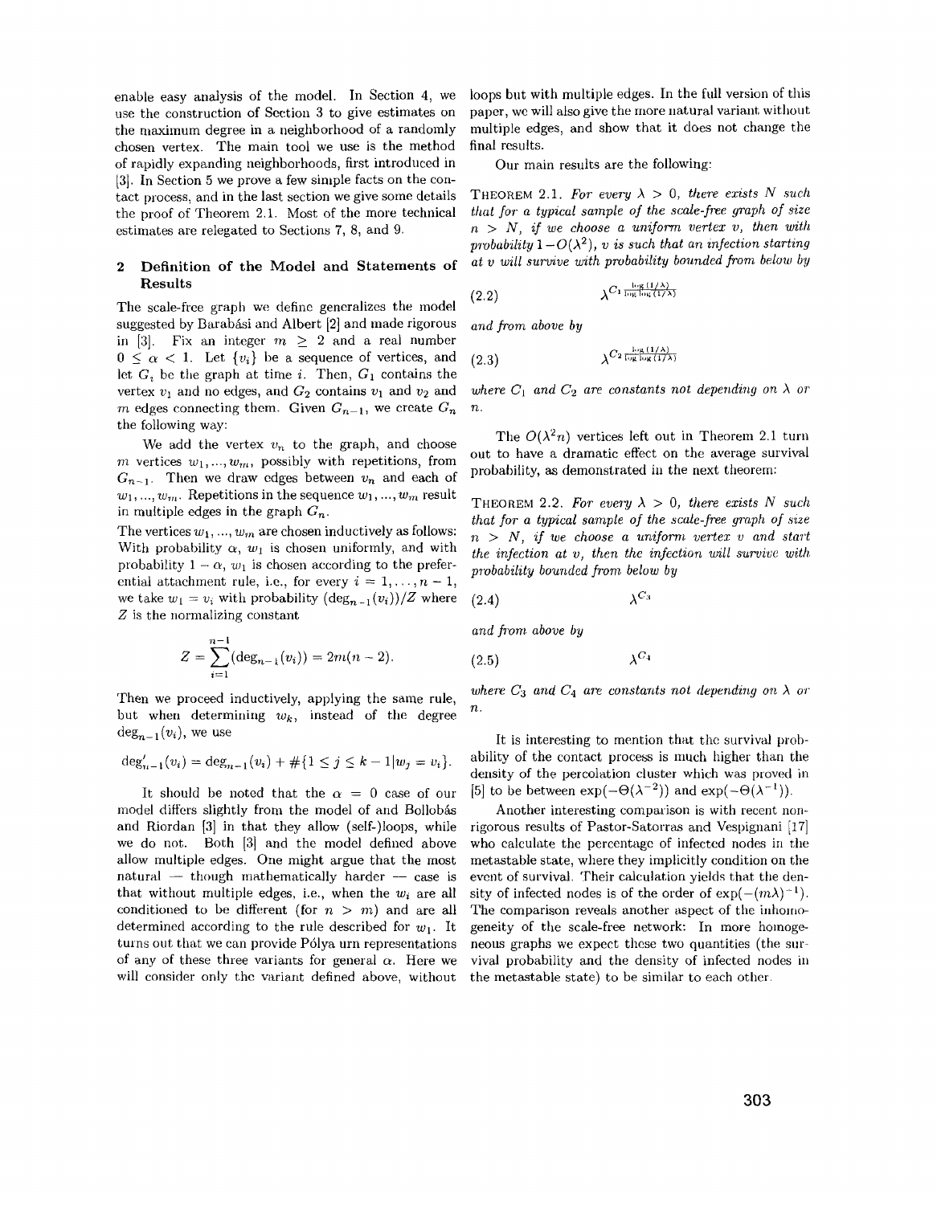enable easy analysis of the model. In Section 4, we use the construction of Section 3 to give estimates on the maximum degree in a neighborhood of a randomly chosen vertex. The main tool we use is the method of rapidly expanding neighborhoods, first introduced in [3]. In Section 5 we prove a few simple facts on the contact process, and in the last section we give some details the proof of Theorem 2.1. Most of the more technical estimates are relegated to Sections 7, 8, and 9.

## 2 Definition of the Model and Statements of Results

The scale-free graph we define generalizes the model suggested by Barabási and Albert [2] and made rigorous in [3]. Fix an integer $m \geq 2$ and a real number $0 \leq \alpha < 1$. Let $\{v_i\}$ be a sequence of vertices, and let $G_i$ be the graph at time $i$. Then, $G_1$ contains the vertex $v_1$ and no edges, and $G_2$ contains $v_1$ and $v_2$ and $m$ edges connecting them. Given $G_{n-1}$, we create $G_n$ the following way:

We add the vertex $v_n$ to the graph, and choose $m$ vertices $w_1, ..., w_m$, possibly with repetitions, from $G_{n-1}$. Then we draw edges between $v_n$ and each of $w_1, ..., w_m$. Repetitions in the sequence $w_1, ..., w_m$ result in multiple edges in the graph $G_n$.

The vertices $w_1, ..., w_m$ are chosen inductively as follows: With probability $\alpha$, $w_1$ is chosen uniformly, and with probability $1 - \alpha$, $w_1$ is chosen according to the preferential attachment rule, i.e., for every $i = 1, \ldots, n-1$, we take $w_1 = v_i$ with probability $(\deg_{n-1}(v_i))/Z$ where $Z$ is the normalizing constant

$$Z = \sum_{i=1}^{n-1}(\deg_{n-1}(v_i)) = 2m(n-2).$$

Then we proceed inductively, applying the same rule, but when determining $w_k$, instead of the degree $\deg_{n-1}(v_i)$, we use

$$\deg'_{n-1}(v_i) = \deg_{n-1}(v_i) + \#\{1 \leq j \leq k-1 | w_j = v_i\}.$$

It should be noted that the $\alpha = 0$ case of our model differs slightly from the model of and Bollobás and Riordan [3] in that they allow (self-)loops, while we do not. Both [3] and the model defined above allow multiple edges. One might argue that the most natural — though mathematically harder — case is that without multiple edges, i.e., when the $w_i$ are all conditioned to be different (for $n > m$) and are all determined according to the rule described for $w_1$. It turns out that we can provide Pólya urn representations of any of these three variants for general $\alpha$. Here we will consider only the variant defined above, without loops but with multiple edges. In the full version of this paper, we will also give the more natural variant without multiple edges, and show that it does not change the final results.

Our main results are the following:

THEOREM 2.1. *For every $\lambda > 0$, there exists $N$ such that for a typical sample of the scale-free graph of size $n > N$, if we choose a uniform vertex $v$, then with probability $1 - O(\lambda^2)$, $v$ is such that an infection starting at $v$ will survive with probability bounded from below by*

$$\lambda^{C_1 \frac{\log(1/\lambda)}{\log\log(1/\lambda)}} \tag{2.2}$$

*and from above by*

$$\lambda^{C_2 \frac{\log(1/\lambda)}{\log\log(1/\lambda)}} \tag{2.3}$$

*where $C_1$ and $C_2$ are constants not depending on $\lambda$ or $n$.*

The $O(\lambda^2 n)$ vertices left out in Theorem 2.1 turn out to have a dramatic effect on the average survival probability, as demonstrated in the next theorem:

THEOREM 2.2. *For every $\lambda > 0$, there exists $N$ such that for a typical sample of the scale-free graph of size $n > N$, if we choose a uniform vertex $v$ and start the infection at $v$, then the infection will survive with probability bounded from below by*

$$\lambda^{C_3} \tag{2.4}$$

*and from above by*

$$\lambda^{C_4} \tag{2.5}$$

*where $C_3$ and $C_4$ are constants not depending on $\lambda$ or $n$.*

It is interesting to mention that the survival probability of the contact process is much higher than the density of the percolation cluster which was proved in [5] to be between $\exp(-\Theta(\lambda^{-2}))$ and $\exp(-\Theta(\lambda^{-1}))$.

Another interesting comparison is with recent nonrigorous results of Pastor-Satorras and Vespignani [17] who calculate the percentage of infected nodes in the metastable state, where they implicitly condition on the event of survival. Their calculation yields that the density of infected nodes is of the order of $\exp(-(m\lambda)^{-1})$. The comparison reveals another aspect of the inhomogeneity of the scale-free network: In more homogeneous graphs we expect these two quantities (the survival probability and the density of infected nodes in the metastable state) to be similar to each other.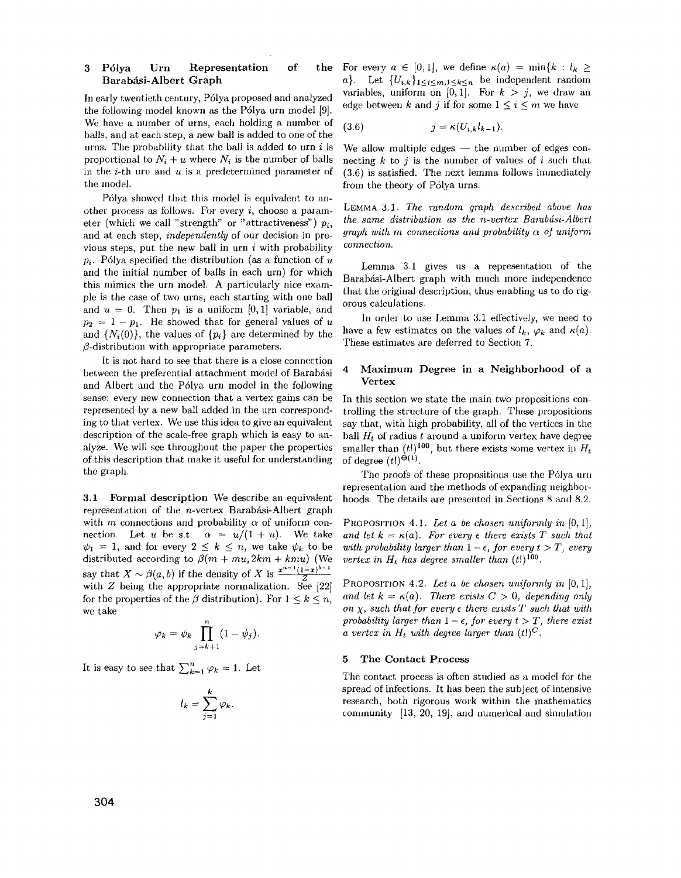## 3 Pólya Urn Representation of the Barabási-Albert Graph

In early twentieth century, Pólya proposed and analyzed the following model known as the Pólya urn model [9]. We have a number of urns, each holding a number of balls, and at each step, a new ball is added to one of the urns. The probability that the ball is added to urn $i$ is proportional to $N_i + u$ where $N_i$ is the number of balls in the $i$-th urn and $u$ is a predetermined parameter of the model.

Pólya showed that this model is equivalent to another process as follows. For every $i$, choose a parameter (which we call "strength" or "attractiveness") $p_i$, and at each step, *independently* of our decision in previous steps, put the new ball in urn $i$ with probability $p_i$. Pólya specified the distribution (as a function of $u$ and the initial number of balls in each urn) for which this mimics the urn model. A particularly nice example is the case of two urns, each starting with one ball and $u = 0$. Then $p_1$ is a uniform $[0, 1]$ variable, and $p_2 = 1 - p_1$. He showed that for general values of $u$ and $\{N_i(0)\}$, the values of $\{p_i\}$ are determined by the $\beta$-distribution with appropriate parameters.

It is not hard to see that there is a close connection between the preferential attachment model of Barabási and Albert and the Pólya urn model in the following sense: every new connection that a vertex gains can be represented by a new ball added in the urn corresponding to that vertex. We use this idea to give an equivalent description of the scale-free graph which is easy to analyze. We will see throughout the paper the properties of this description that make it useful for understanding the graph.

### 3.1 Formal description

We describe an equivalent representation of the $n$-vertex Barabási-Albert graph with $m$ connections and probability $\alpha$ of uniform connection. Let $u$ be s.t. $\alpha = u/(1+u)$. We take $\psi_1 = 1$, and for every $2 \leq k \leq n$, we take $\psi_k$ to be distributed according to $\beta(m + mu, 2km + kmu)$ (We say that $X \sim \beta(a, b)$ if the density of $X$ is $\frac{x^{a-1}(1-x)^{b-1}}{Z}$ with $Z$ being the appropriate normalization. See [22] for the properties of the $\beta$ distribution). For $1 \leq k \leq n$, we take

$$\varphi_k = \psi_k \prod_{j=k+1}^{n} (1 - \psi_j).$$

It is easy to see that $\sum_{k=1}^{n} \varphi_k = 1$. Let

$$l_k = \sum_{j=1}^{k} \varphi_k.$$

For every $a \in [0, 1]$, we define $\kappa(a) = \min\{k : l_k \geq a\}$. Let $\{U_{i,k}\}_{1 \leq i \leq m, 1 \leq k \leq n}$ be independent random variables, uniform on $[0, 1]$. For $k > j$, we draw an edge between $k$ and $j$ if for some $1 \leq i \leq m$ we have

$$j = \kappa(U_{i,k} l_{k-1}). \tag{3.6}$$

We allow multiple edges — the number of edges connecting $k$ to $j$ is the number of values of $i$ such that (3.6) is satisfied. The next lemma follows immediately from the theory of Pólya urns.

**Lemma 3.1.** *The random graph described above has the same distribution as the $n$-vertex Barabási-Albert graph with $m$ connections and probability $\alpha$ of uniform connection.*

Lemma 3.1 gives us a representation of the Barabási-Albert graph with much more independence that the original description, thus enabling us to do rigorous calculations.

In order to use Lemma 3.1 effectively, we need to have a few estimates on the values of $l_k$, $\varphi_k$ and $\kappa(a)$. These estimates are deferred to Section 7.

## 4 Maximum Degree in a Neighborhood of a Vertex

In this section we state the main two propositions controlling the structure of the graph. These propositions say that, with high probability, all of the vertices in the ball $H_t$ of radius $t$ around a uniform vertex have degree smaller than $(t!)^{100}$, but there exists some vertex in $H_t$ of degree $(t!)^{\Theta(1)}$.

The proofs of these propositions use the Pólya urn representation and the methods of expanding neighborhoods. The details are presented in Sections 8 and 8.2.

**Proposition 4.1.** *Let $a$ be chosen uniformly in $[0, 1]$, and let $k = \kappa(a)$. For every $\epsilon$ there exists $T$ such that with probability larger than $1 - \epsilon$, for every $t > T$, every vertex in $H_t$ has degree smaller than $(t!)^{100}$.*

**Proposition 4.2.** *Let $a$ be chosen uniformly in $[0, 1]$, and let $k = \kappa(a)$. There exists $C > 0$, depending only on $\chi$, such that for every $\epsilon$ there exists $T$ such that with probability larger than $1 - \epsilon$, for every $t > T$, there exist a vertex in $H_t$ with degree larger than $(t!)^C$.*

## 5 The Contact Process

The contact process is often studied as a model for the spread of infections. It has been the subject of intensive research, both rigorous work within the mathematics community [13, 20, 19], and numerical and simulation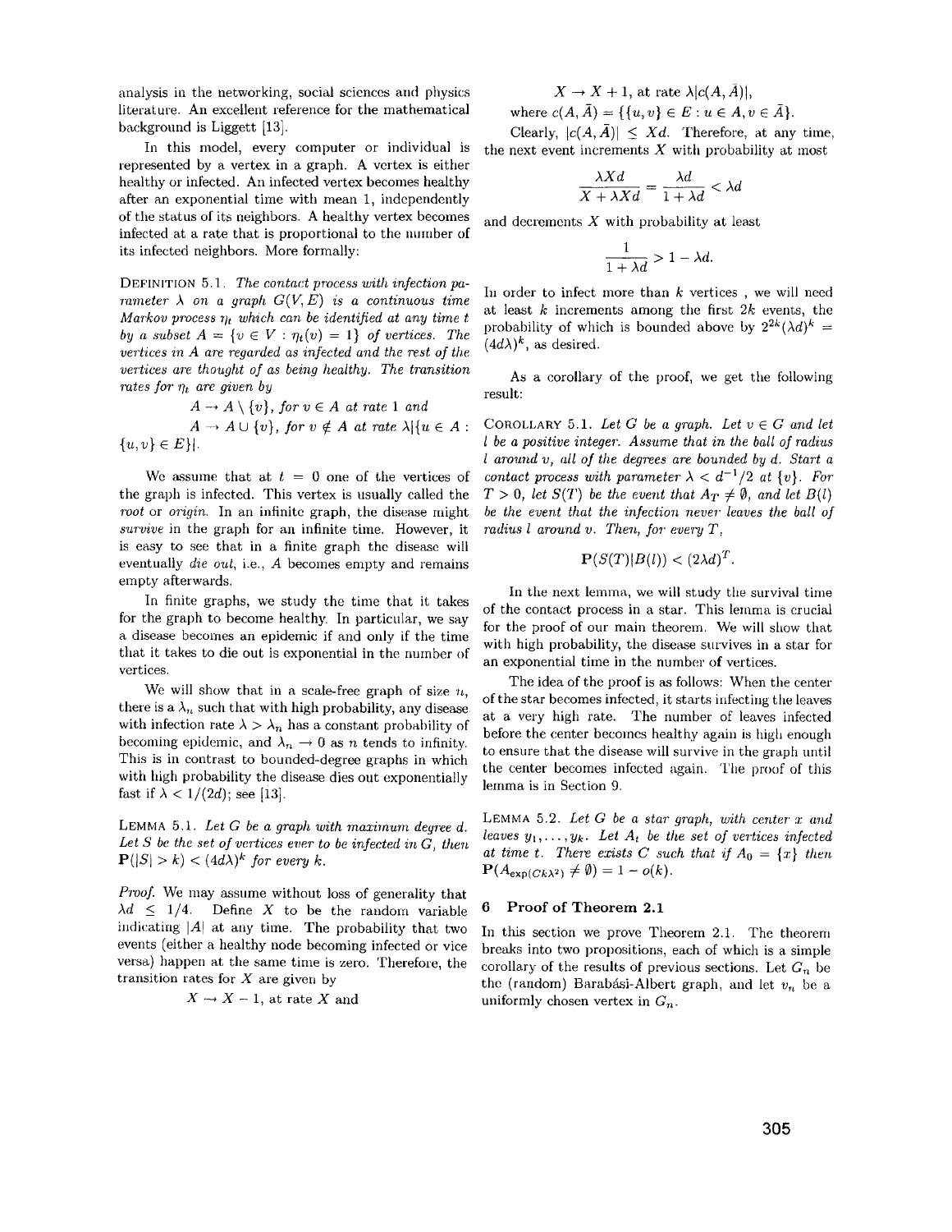analysis in the networking, social sciences and physics literature. An excellent reference for the mathematical background is Liggett [13].

In this model, every computer or individual is represented by a vertex in a graph. A vertex is either healthy or infected. An infected vertex becomes healthy after an exponential time with mean 1, independently of the status of its neighbors. A healthy vertex becomes infected at a rate that is proportional to the number of its infected neighbors. More formally:

DEFINITION 5.1. *The contact process with infection parameter $\lambda$ on a graph $G(V, E)$ is a continuous time Markov process $\eta_t$ which can be identified at any time $t$ by a subset $A = \{v \in V : \eta_t(v) = 1\}$ of vertices. The vertices in $A$ are regarded as infected and the rest of the vertices are thought of as being healthy. The transition rates for $\eta_t$ are given by*

$$A \to A \setminus \{v\}, \text{ for } v \in A \text{ at rate } 1 \text{ and}$$

$$A \to A \cup \{v\}, \text{ for } v \notin A \text{ at rate } \lambda|\{u \in A : \{u, v\} \in E\}|.$$

We assume that at $t = 0$ one of the vertices of the graph is infected. This vertex is usually called the *root* or *origin*. In an infinite graph, the disease might *survive* in the graph for an infinite time. However, it is easy to see that in a finite graph the disease will eventually *die out*, i.e., $A$ becomes empty and remains empty afterwards.

In finite graphs, we study the time that it takes for the graph to become healthy. In particular, we say a disease becomes an epidemic if and only if the time that it takes to die out is exponential in the number of vertices.

We will show that in a scale-free graph of size $n$, there is a $\lambda_n$ such that with high probability, any disease with infection rate $\lambda > \lambda_n$ has a constant probability of becoming epidemic, and $\lambda_n \to 0$ as $n$ tends to infinity. This is in contrast to bounded-degree graphs in which with high probability the disease dies out exponentially fast if $\lambda < 1/(2d)$; see [13].

LEMMA 5.1. *Let $G$ be a graph with maximum degree $d$. Let $S$ be the set of vertices ever to be infected in $G$, then $\mathbf{P}(|S| > k) < (4d\lambda)^k$ for every $k$.*

*Proof.* We may assume without loss of generality that $\lambda d \leq 1/4$. Define $X$ to be the random variable indicating $|A|$ at any time. The probability that two events (either a healthy node becoming infected or vice versa) happen at the same time is zero. Therefore, the transition rates for $X$ are given by

$$X \to X - 1, \text{ at rate } X \text{ and}$$

$$X \to X + 1, \text{ at rate } \lambda|c(A, \bar{A})|,$$

where $c(A, \bar{A}) = \{\{u, v\} \in E : u \in A, v \in \bar{A}\}$.

Clearly, $|c(A, \bar{A})| \leq Xd$. Therefore, at any time, the next event increments $X$ with probability at most

$$\frac{\lambda X d}{X + \lambda X d} = \frac{\lambda d}{1 + \lambda d} < \lambda d$$

and decrements $X$ with probability at least

$$\frac{1}{1 + \lambda d} > 1 - \lambda d.$$

In order to infect more than $k$ vertices , we will need at least $k$ increments among the first $2k$ events, the probability of which is bounded above by $2^{2k}(\lambda d)^k = (4d\lambda)^k$, as desired.

As a corollary of the proof, we get the following result:

COROLLARY 5.1. *Let $G$ be a graph. Let $v \in G$ and let $l$ be a positive integer. Assume that in the ball of radius $l$ around $v$, all of the degrees are bounded by $d$. Start a contact process with parameter $\lambda < d^{-1}/2$ at $\{v\}$. For $T > 0$, let $S(T)$ be the event that $A_T \neq \emptyset$, and let $B(l)$ be the event that the infection never leaves the ball of radius $l$ around $v$. Then, for every $T$,*

$$\mathbf{P}(S(T)|B(l)) < (2\lambda d)^T.$$

In the next lemma, we will study the survival time of the contact process in a star. This lemma is crucial for the proof of our main theorem. We will show that with high probability, the disease survives in a star for an exponential time in the number of vertices.

The idea of the proof is as follows: When the center of the star becomes infected, it starts infecting the leaves at a very high rate. The number of leaves infected before the center becomes healthy again is high enough to ensure that the disease will survive in the graph until the center becomes infected again. The proof of this lemma is in Section 9.

LEMMA 5.2. *Let $G$ be a star graph, with center $x$ and leaves $y_1, \ldots, y_k$. Let $A_t$ be the set of vertices infected at time $t$. There exists $C$ such that if $A_0 = \{x\}$ then $\mathbf{P}(A_{\exp(Ck\lambda^2)} \neq \emptyset) = 1 - o(k)$.*

## 6 Proof of Theorem 2.1

In this section we prove Theorem 2.1. The theorem breaks into two propositions, each of which is a simple corollary of the results of previous sections. Let $G_n$ be the (random) Barabási-Albert graph, and let $v_n$ be a uniformly chosen vertex in $G_n$.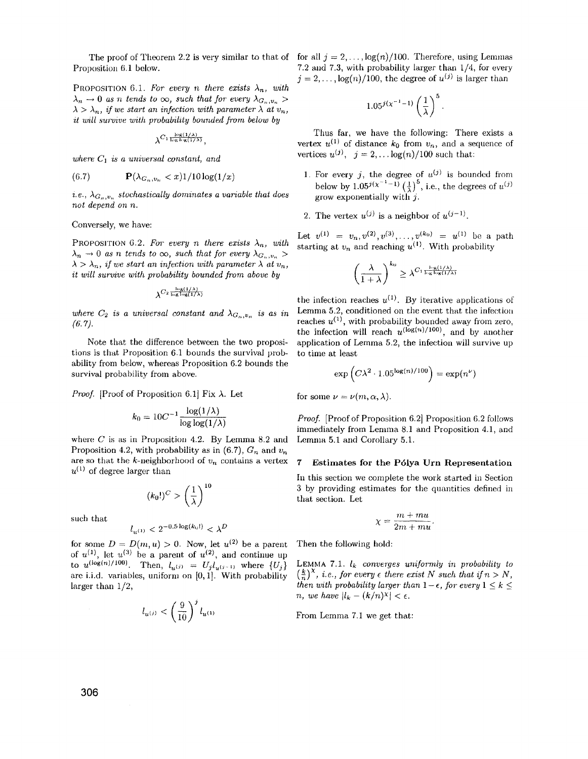The proof of Theorem 2.2 is very similar to that of Proposition 6.1 below.

PROPOSITION 6.1. *For every $n$ there exists $\lambda_n$, with $\lambda_n \to 0$ as $n$ tends to $\infty$, such that for every $\lambda_{G_n,v_n} > \lambda > \lambda_n$, if we start an infection with parameter $\lambda$ at $v_n$, it will survive with probability bounded from below by*

$$\lambda^{C_1 \frac{\log(1/\lambda)}{\log\log(1/\lambda)}},$$

*where $C_1$ is a universal constant, and*

$$(6.7) \qquad \mathbf{P}(\lambda_{G_n,v_n} < x) 1/10 \log(1/x)$$

*i.e., $\lambda_{G_n,v_n}$ stochastically dominates a variable that does not depend on $n$.*

Conversely, we have:

PROPOSITION 6.2. *For every $n$ there exists $\lambda_n$, with $\lambda_n \to 0$ as $n$ tends to $\infty$, such that for every $\lambda_{G_n,v_n} > \lambda > \lambda_n$, if we start an infection with parameter $\lambda$ at $v_n$, it will survive with probability bounded from above by*

$$\lambda^{C_2 \frac{\log(1/\lambda)}{\log\log(1/\lambda)}}$$

*where $C_2$ is a universal constant and $\lambda_{G_n,v_n}$ is as in (6.7).*

Note that the difference between the two propositions is that Proposition 6.1 bounds the survival probability from below, whereas Proposition 6.2 bounds the survival probability from above.

*Proof.* [Proof of Proposition 6.1] Fix $\lambda$. Let

$$k_0 = 10C^{-1}\frac{\log(1/\lambda)}{\log\log(1/\lambda)}$$

where $C$ is as in Proposition 4.2. By Lemma 8.2 and Proposition 4.2, with probability as in (6.7), $G_n$ and $v_n$ are so that the $k$-neighborhood of $v_n$ contains a vertex $u^{(1)}$ of degree larger than

$$(k_0!)^C > \left(\frac{1}{\lambda}\right)^{10}$$

such that

$$l_{u^{(1)}} < 2^{-0.5\log(k_0!)} < \lambda^D$$

for some $D = D(m,u) > 0$. Now, let $u^{(2)}$ be a parent of $u^{(1)}$, let $u^{(3)}$ be a parent of $u^{(2)}$, and continue up to $u^{(\log(n)/100)}$. Then, $l_{u^{(j)}} = U_j l_{u^{(j-1)}}$ where $\{U_j\}$ are i.i.d. variables, uniform on $[0,1]$. With probability larger than $1/2$,

$$l_{u^{(j)}} < \left(\frac{9}{10}\right)^j l_{u^{(1)}}$$

for all $j = 2, \ldots, \log(n)/100$. Therefore, using Lemmas 7.2 and 7.3, with probability larger than $1/4$, for every $j = 2, \ldots, \log(n)/100$, the degree of $u^{(j)}$ is larger than

$$1.05^{j(\chi^{-1}-1)}\left(\frac{1}{\lambda}\right)^5.$$

Thus far, we have the following: There exists a vertex $u^{(1)}$ of distance $k_0$ from $v_n$, and a sequence of vertices $u^{(j)}$, $j = 2, \ldots \log(n)/100$ such that:

1. For every $j$, the degree of $u^{(j)}$ is bounded from below by $1.05^{j(\chi^{-1}-1)}\left(\frac{1}{\lambda}\right)^5$, i.e., the degrees of $u^{(j)}$ grow exponentially with $j$.
2. The vertex $u^{(j)}$ is a neighbor of $u^{(j-1)}$.

Let $v^{(1)} = v_n, v^{(2)}, v^{(3)}, \ldots, v^{(k_0)} = u^{(1)}$ be a path starting at $v_n$ and reaching $u^{(1)}$. With probability

$$\left(\frac{\lambda}{1+\lambda}\right)^{k_0} \geq \lambda^{C_1 \frac{\log(1/\lambda)}{\log\log(1/\lambda)}}$$

the infection reaches $u^{(1)}$. By iterative applications of Lemma 5.2, conditioned on the event that the infection reaches $u^{(1)}$, with probability bounded away from zero, the infection will reach $u^{(\log(n)/100)}$, and by another application of Lemma 5.2, the infection will survive up to time at least

$$\exp\left(C\lambda^2 \cdot 1.05^{\log(n)/100}\right) = \exp(n^\nu)$$

for some $\nu = \nu(m,\alpha,\lambda)$.

*Proof.* [Proof of Proposition 6.2] Proposition 6.2 follows immediately from Lemma 8.1 and Proposition 4.1, and Lemma 5.1 and Corollary 5.1.

## 7 Estimates for the Pólya Urn Representation

In this section we complete the work started in Section 3 by providing estimates for the quantities defined in that section. Let

$$\chi = \frac{m + mu}{2m + mu}.$$

Then the following hold:

LEMMA 7.1. *$l_k$ converges uniformly in probability to $\left(\frac{k}{n}\right)^\chi$, i.e., for every $\epsilon$ there exist $N$ such that if $n > N$, then with probability larger than $1-\epsilon$, for every $1 \leq k \leq n$, we have $|l_k - (k/n)^\chi| < \epsilon$.*

From Lemma 7.1 we get that: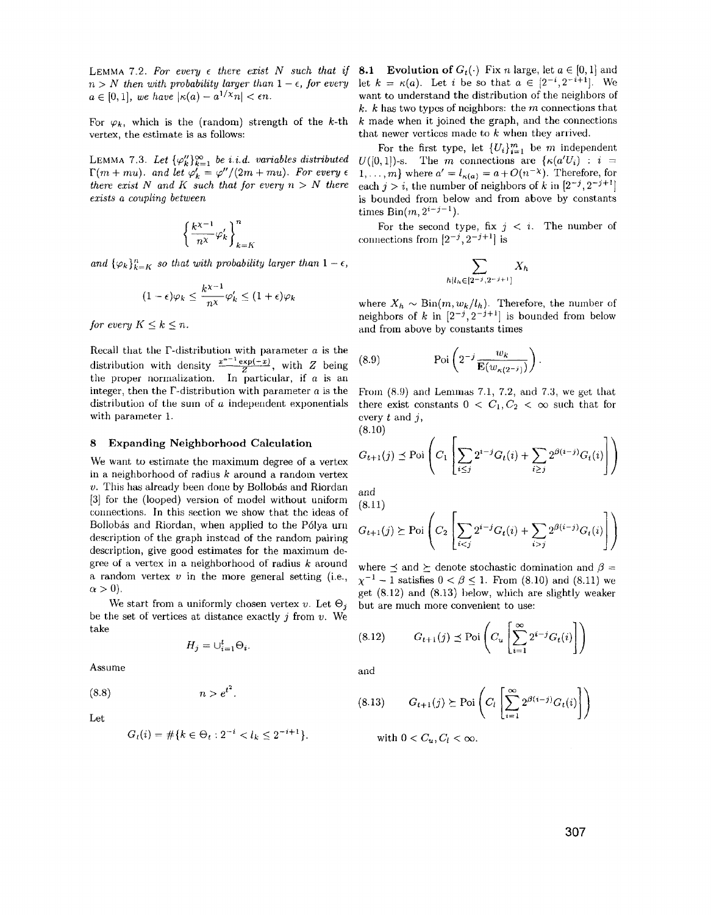**Lemma 7.2.** *For every $\epsilon$ there exist $N$ such that if $n > N$ then with probability larger than $1 - \epsilon$, for every $a \in [0, 1]$, we have $|\kappa(a) - a^{1/\chi}n| < \epsilon n$.*

For $\varphi_k$, which is the (random) strength of the $k$-th vertex, the estimate is as follows:

**Lemma 7.3.** *Let $\{\varphi''_k\}_{k=1}^{\infty}$ be i.i.d. variables distributed $\Gamma(m + mu)$. and let $\varphi'_k = \varphi''/(2m + mu)$. For every $\epsilon$ there exist $N$ and $K$ such that for every $n > N$ there exists a coupling between*

$$\left\{\frac{k^{\chi-1}}{n^{\chi}}\varphi'_k\right\}_{k=K}^{n}$$

*and $\{\varphi_k\}_{k=K}^{n}$ so that with probability larger than $1 - \epsilon$,*

$$(1 - \epsilon)\varphi_k \le \frac{k^{\chi-1}}{n^{\chi}}\varphi'_k \le (1 + \epsilon)\varphi_k$$

*for every $K \le k \le n$.*

Recall that the $\Gamma$-distribution with parameter $a$ is the distribution with density $\frac{x^{a-1}\exp(-x)}{Z}$, with $Z$ being the proper normalization. In particular, if $a$ is an integer, then the $\Gamma$-distribution with parameter $a$ is the distribution of the sum of $a$ independent exponentials with parameter 1.

## 8 Expanding Neighborhood Calculation

We want to estimate the maximum degree of a vertex in a neighborhood of radius $k$ around a random vertex $v$. This has already been done by Bollobás and Riordan [3] for the (looped) version of model without uniform connections. In this section we show that the ideas of Bollobás and Riordan, when applied to the Pólya urn description of the graph instead of the random pairing description, give good estimates for the maximum degree of a vertex in a neighborhood of radius $k$ around a random vertex $v$ in the more general setting (i.e., $\alpha > 0$).

We start from a uniformly chosen vertex $v$. Let $\Theta_j$ be the set of vertices at distance exactly $j$ from $v$. We take

$$H_j = \cup_{i=1}^{t}\Theta_i.$$

Assume

$$n > e^{t^2}. \tag{8.8}$$

Let

$$G_t(i) = \#\{k \in \Theta_t : 2^{-i} < l_k \le 2^{-i+1}\}.$$

### 8.1 Evolution of $G_t(\cdot)$

Fix $n$ large, let $a \in [0, 1]$ and let $k = \kappa(a)$. Let $i$ be so that $a \in [2^{-i}, 2^{-i+1}]$. We want to understand the distribution of the neighbors of $k$. $k$ has two types of neighbors: the $m$ connections that $k$ made when it joined the graph, and the connections that newer vertices made to $k$ when they arrived.

For the first type, let $\{U_i\}_{i=1}^{m}$ be $m$ independent $U([0, 1])$-s. The $m$ connections are $\{\kappa(a'U_i) : i = 1, \dots, m\}$ where $a' = l_{\kappa(a)} = a + O(n^{-\chi})$. Therefore, for each $j > i$, the number of neighbors of $k$ in $[2^{-j}, 2^{-j+1}]$ is bounded from below and from above by constants times $\mathrm{Bin}(m, 2^{i-j-1})$.

For the second type, fix $j < i$. The number of connections from $[2^{-j}, 2^{-j+1}]$ is

$$\sum_{h | l_h \in [2^{-j}, 2^{-j+1}]} X_h$$

where $X_h \sim \mathrm{Bin}(m, w_k/l_h)$. Therefore, the number of neighbors of $k$ in $[2^{-j}, 2^{-j+1}]$ is bounded from below and from above by constants times

$$\mathrm{Poi}\left(2^{-j}\frac{w_k}{\mathbf{E}(w_{\kappa(2^{-j})})}\right). \tag{8.9}$$

From (8.9) and Lemmas 7.1, 7.2, and 7.3, we get that there exist constants $0 < C_1, C_2 < \infty$ such that for every $t$ and $j$,

$$G_{t+1}(j) \preceq \mathrm{Poi}\left(C_1\left[\sum_{i \le j} 2^{i-j}G_t(i) + \sum_{i \ge j} 2^{\beta(i-j)}G_t(i)\right]\right) \tag{8.10}$$

and

$$G_{t+1}(j) \succeq \mathrm{Poi}\left(C_2\left[\sum_{i < j} 2^{i-j}G_t(i) + \sum_{i > j} 2^{\beta(i-j)}G_t(i)\right]\right) \tag{8.11}$$

where $\preceq$ and $\succeq$ denote stochastic domination and $\beta = \chi^{-1} - 1$ satisfies $0 < \beta \le 1$. From (8.10) and (8.11) we get (8.12) and (8.13) below, which are slightly weaker but are much more convenient to use:

$$G_{t+1}(j) \preceq \mathrm{Poi}\left(C_u\left[\sum_{i=1}^{\infty} 2^{i-j}G_t(i)\right]\right) \tag{8.12}$$

and

$$G_{t+1}(j) \succeq \mathrm{Poi}\left(C_l\left[\sum_{i=1}^{\infty} 2^{\beta(i-j)}G_t(i)\right]\right) \tag{8.13}$$

with $0 < C_u, C_l < \infty$.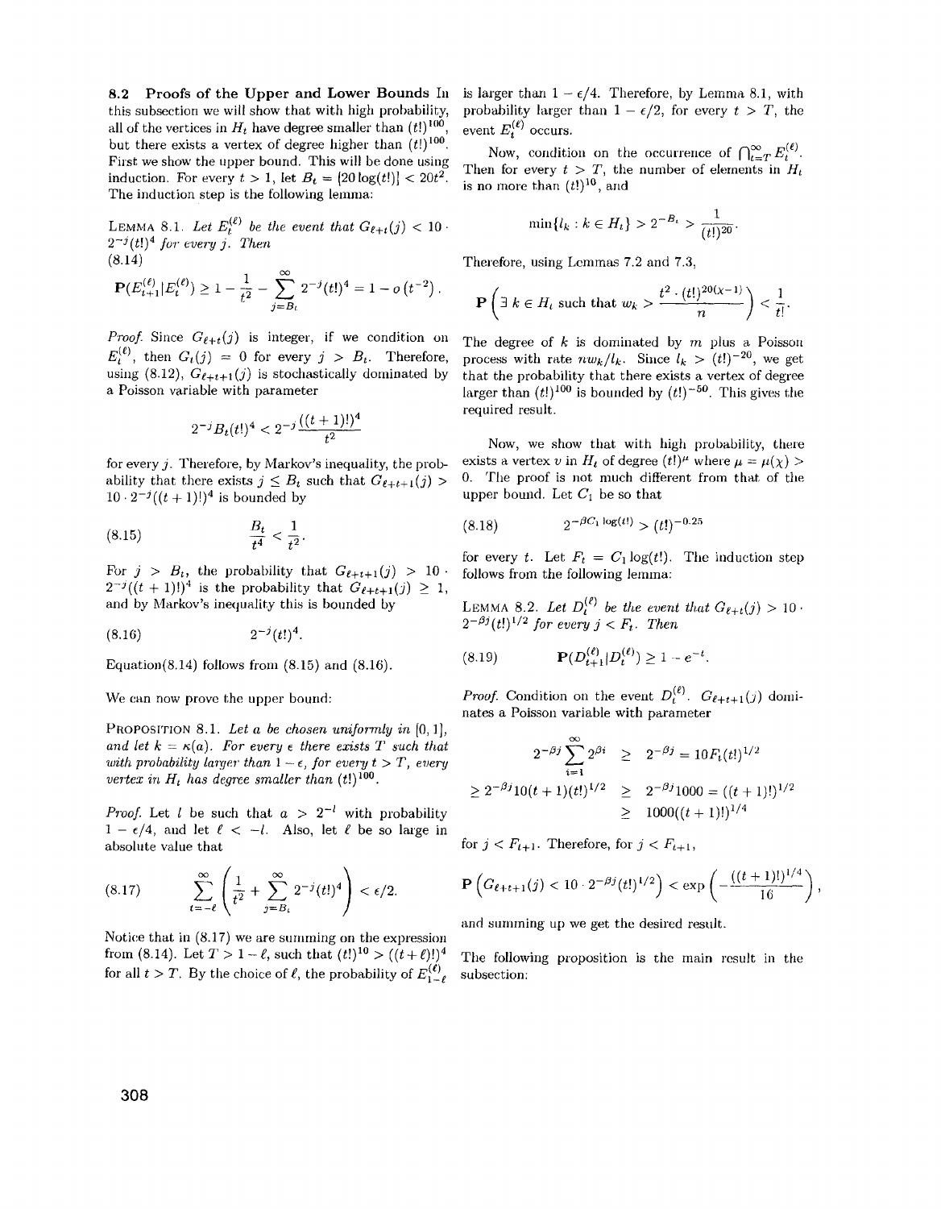**8.2 Proofs of the Upper and Lower Bounds** In this subsection we will show that with high probability, all of the vertices in $H_t$ have degree smaller than $(t!)^{100}$, but there exists a vertex of degree higher than $(t!)^{100}$. First we show the upper bound. This will be done using induction. For every $t > 1$, let $B_t = \lceil 20\log(t!)\rceil < 20t^2$. The induction step is the following lemma:

LEMMA 8.1. *Let $E_t^{(\ell)}$ be the event that $G_{\ell+t}(j) < 10 \cdot 2^{-j}(t!)^4$ for every $j$. Then*

(8.14)

$$\mathbf{P}(E_{t+1}^{(\ell)} | E_t^{(\ell)}) \geq 1 - \frac{1}{t^2} - \sum_{j=B_t}^{\infty} 2^{-j}(t!)^4 = 1 - o\left(t^{-2}\right).$$

*Proof.* Since $G_{\ell+t}(j)$ is integer, if we condition on $E_t^{(\ell)}$, then $G_t(j) = 0$ for every $j > B_t$. Therefore, using (8.12), $G_{\ell+t+1}(j)$ is stochastically dominated by a Poisson variable with parameter

$$2^{-j}B_t(t!)^4 < 2^{-j}\frac{((t+1)!)^4}{t^2}$$

for every $j$. Therefore, by Markov's inequality, the probability that there exists $j \leq B_t$ such that $G_{\ell+t+1}(j) > 10 \cdot 2^{-j}((t+1)!)^4$ is bounded by

$$\frac{B_t}{t^4} < \frac{1}{t^2}. \tag{8.15}$$

For $j > B_t$, the probability that $G_{\ell+t+1}(j) > 10 \cdot 2^{-j}((t+1)!)^4$ is the probability that $G_{\ell+t+1}(j) \geq 1$, and by Markov's inequality this is bounded by

$$2^{-j}(t!)^4. \tag{8.16}$$

Equation(8.14) follows from (8.15) and (8.16).

We can now prove the upper bound:

PROPOSITION 8.1. *Let $a$ be chosen uniformly in $[0, 1]$, and let $k = \kappa(a)$. For every $\epsilon$ there exists $T$ such that with probability larger than $1 - \epsilon$, for every $t > T$, every vertex in $H_t$ has degree smaller than $(t!)^{100}$.*

*Proof.* Let $l$ be such that $a > 2^{-l}$ with probability $1 - \epsilon/4$, and let $\ell < -l$. Also, let $\ell$ be so large in absolute value that

$$\sum_{t=-\ell}^{\infty}\left(\frac{1}{t^2} + \sum_{j=B_t}^{\infty} 2^{-j}(t!)^4\right) < \epsilon/2. \tag{8.17}$$

Notice that in (8.17) we are summing on the expression from (8.14). Let $T > 1 - \ell$, such that $(t!)^{10} > ((t+\ell)!)^4$ for all $t > T$. By the choice of $\ell$, the probability of $E_{1-\ell}^{(\ell)}$ is larger than $1 - \epsilon/4$. Therefore, by Lemma 8.1, with probability larger than $1 - \epsilon/2$, for every $t > T$, the event $E_t^{(\ell)}$ occurs.

Now, condition on the occurrence of $\bigcap_{t=T}^{\infty} E_t^{(\ell)}$. Then for every $t > T$, the number of elements in $H_t$ is no more than $(t!)^{10}$, and

$$\min\{l_k : k \in H_t\} > 2^{-B_t} > \frac{1}{(t!)^{20}}.$$

Therefore, using Lemmas 7.2 and 7.3,

$$\mathbf{P}\left(\exists\, k \in H_t \text{ such that } w_k > \frac{t^2 \cdot (t!)^{20(\chi-1)}}{n}\right) < \frac{1}{t!}.$$

The degree of $k$ is dominated by $m$ plus a Poisson process with rate $nw_k/l_k$. Since $l_k > (t!)^{-20}$, we get that the probability that there exists a vertex of degree larger than $(t!)^{100}$ is bounded by $(t!)^{-50}$. This gives the required result.

Now, we show that with high probability, there exists a vertex $v$ in $H_t$ of degree $(t!)^{\mu}$ where $\mu = \mu(\chi) > 0$. The proof is not much different from that of the upper bound. Let $C_1$ be so that

$$2^{-\beta C_1 \log(t!)} > (t!)^{-0.25} \tag{8.18}$$

for every $t$. Let $F_t = C_1\log(t!)$. The induction step follows from the following lemma:

LEMMA 8.2. *Let $D_t^{(\ell)}$ be the event that $G_{\ell+t}(j) > 10 \cdot 2^{-\beta j}(t!)^{1/2}$ for every $j < F_t$. Then*

$$\mathbf{P}(D_{t+1}^{(\ell)} | D_t^{(\ell)}) \geq 1 - e^{-t}. \tag{8.19}$$

*Proof.* Condition on the event $D_t^{(\ell)}$. $G_{\ell+t+1}(j)$ dominates a Poisson variable with parameter

$$\begin{aligned}
2^{-\beta j}\sum_{i=1}^{\infty} 2^{\beta i} &\geq 2^{-\beta j} = 10F_t(t!)^{1/2} \\
\geq 2^{-\beta j}10(t+1)(t!)^{1/2} &\geq 2^{-\beta j}1000 = ((t+1)!)^{1/2} \\
&\geq 1000((t+1)!)^{1/4}
\end{aligned}$$

for $j < F_{t+1}$. Therefore, for $j < F_{t+1}$,

$$\mathbf{P}\left(G_{\ell+t+1}(j) < 10 \cdot 2^{-\beta j}(t!)^{1/2}\right) < \exp\left(-\frac{((t+1)!)^{1/4}}{16}\right),$$

and summing up we get the desired result.

The following proposition is the main result in the subsection: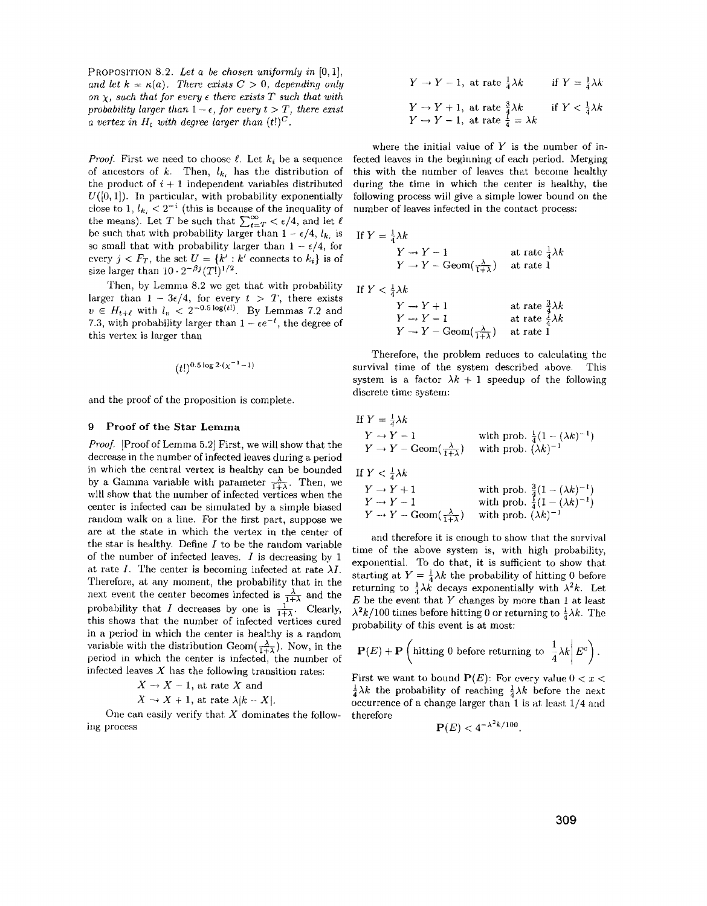**Proposition 8.2.** *Let $a$ be chosen uniformly in $[0,1]$, and let $k = \kappa(a)$. There exists $C > 0$, depending only on $\chi$, such that for every $\epsilon$ there exists $T$ such that with probability larger than $1 - \epsilon$, for every $t > T$, there exist a vertex in $H_t$ with degree larger than $(t!)^C$.*

*Proof.* First we need to choose $\ell$. Let $k_i$ be a sequence of ancestors of $k$. Then, $l_{k_i}$ has the distribution of the product of $i+1$ independent variables distributed $U([0,1])$. In particular, with probability exponentially close to 1, $l_{k_i} < 2^{-i}$ (this is because of the inequality of the means). Let $T$ be such that $\sum_{t=T}^{\infty} < \epsilon/4$, and let $\ell$ be such that with probability larger than $1 - \epsilon/4$, $l_{k_\ell}$ is so small that with probability larger than $1 - \epsilon/4$, for every $j < F_T$, the set $U = \{k' : k' \text{ connects to } k_\ell\}$ is of size larger than $10 \cdot 2^{-\beta j}(T!)^{1/2}$.

Then, by Lemma 8.2 we get that with probability larger than $1 - 3\epsilon/4$, for every $t > T$, there exists $v \in H_{t+\ell}$ with $l_v < 2^{-0.5\log(t!)}$. By Lemmas 7.2 and 7.3, with probability larger than $1 - \epsilon e^{-t}$, the degree of this vertex is larger than

$$(t!)^{0.5\log 2\cdot(\chi^{-1}-1)}$$

and the proof of the proposition is complete.

## 9 Proof of the Star Lemma

*Proof.* [Proof of Lemma 5.2] First, we will show that the decrease in the number of infected leaves during a period in which the central vertex is healthy can be bounded by a Gamma variable with parameter $\frac{\lambda}{1+\lambda}$. Then, we will show that the number of infected vertices when the center is infected can be simulated by a simple biased random walk on a line. For the first part, suppose we are at the state in which the vertex in the center of the star is healthy. Define $I$ to be the random variable of the number of infected leaves. $I$ is decreasing by 1 at rate $I$. The center is becoming infected at rate $\lambda I$. Therefore, at any moment, the probability that in the next event the center becomes infected is $\frac{\lambda}{1+\lambda}$ and the probability that $I$ decreases by one is $\frac{1}{1+\lambda}$. Clearly, this shows that the number of infected vertices cured in a period in which the center is healthy is a random variable with the distribution $\mathrm{Geom}(\frac{\lambda}{1+\lambda})$. Now, in the period in which the center is infected, the number of infected leaves $X$ has the following transition rates:

$$X \to X-1, \text{ at rate } X \text{ and}$$
$$X \to X+1, \text{ at rate } \lambda|k-X|.$$

One can easily verify that $X$ dominates the following process

$$Y \to Y-1, \text{ at rate } \tfrac{1}{4}\lambda k \qquad \text{if } Y = \tfrac{1}{4}\lambda k$$

$$\begin{aligned} &Y \to Y+1, \text{ at rate } \tfrac{3}{4}\lambda k \\ &Y \to Y-1, \text{ at rate } \tfrac{l}{4} = \lambda k \end{aligned} \qquad \text{if } Y < \tfrac{1}{4}\lambda k$$

where the initial value of $Y$ is the number of infected leaves in the beginning of each period. Merging this with the number of leaves that become healthy during the time in which the center is healthy, the following process will give a simple lower bound on the number of leaves infected in the contact process:

If $Y = \frac{1}{4}\lambda k$

| | |
|---|---|
| $Y \to Y-1$ | at rate $\frac{1}{4}\lambda k$ |
| $Y \to Y - \mathrm{Geom}(\frac{\lambda}{1+\lambda})$ | at rate 1 |

If $Y < \frac{1}{4}\lambda k$

| | |
|---|---|
| $Y \to Y+1$ | at rate $\frac{3}{4}\lambda k$ |
| $Y \to Y-1$ | at rate $\frac{1}{4}\lambda k$ |
| $Y \to Y - \mathrm{Geom}(\frac{\lambda}{1+\lambda})$ | at rate 1 |

Therefore, the problem reduces to calculating the survival time of the system described above. This system is a factor $\lambda k + 1$ speedup of the following discrete time system:

If $Y = \frac{1}{4}\lambda k$

| | |
|---|---|
| $Y \to Y-1$ | with prob. $\frac{1}{4}(1-(\lambda k)^{-1})$ |
| $Y \to Y - \mathrm{Geom}(\frac{\lambda}{1+\lambda})$ | with prob. $(\lambda k)^{-1}$ |

If $Y < \frac{1}{4}\lambda k$

| | |
|---|---|
| $Y \to Y+1$ | with prob. $\frac{3}{4}(1-(\lambda k)^{-1})$ |
| $Y \to Y-1$ | with prob. $\frac{1}{4}(1-(\lambda k)^{-1})$ |
| $Y \to Y - \mathrm{Geom}(\frac{\lambda}{1+\lambda})$ | with prob. $(\lambda k)^{-1}$ |

and therefore it is enough to show that the survival time of the above system is, with high probability, exponential. To do that, it is sufficient to show that starting at $Y = \frac{1}{4}\lambda k$ the probability of hitting 0 before returning to $\frac{1}{4}\lambda k$ decays exponentially with $\lambda^2 k$. Let $E$ be the event that $Y$ changes by more than 1 at least $\lambda^2 k/100$ times before hitting 0 or returning to $\frac{1}{4}\lambda k$. The probability of this event is at most:

$$\mathbf{P}(E) + \mathbf{P}\left(\text{hitting 0 before returning to } \frac{1}{4}\lambda k \,\middle|\, E^c\right).$$

First we want to bound $\mathbf{P}(E)$: For every value $0 < x < \frac{1}{4}\lambda k$ the probability of reaching $\frac{1}{4}\lambda k$ before the next occurrence of a change larger than 1 is at least 1/4 and therefore

$$\mathbf{P}(E) < 4^{-\lambda^2 k/100}.$$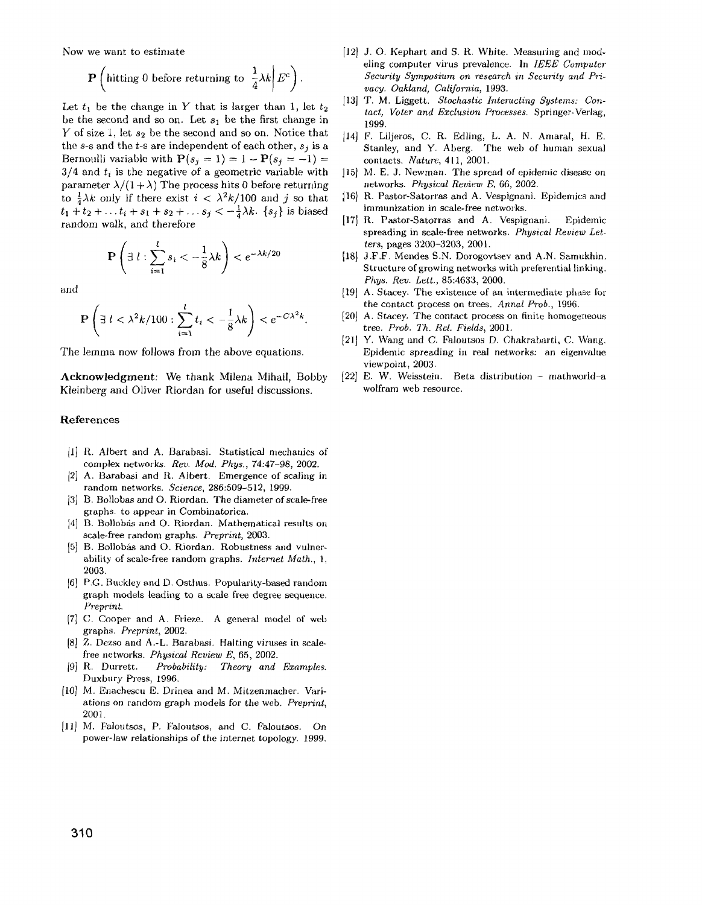Now we want to estimate

$$\mathbf{P}\left(\text{hitting 0 before returning to } \frac{1}{4}\lambda k \middle| E^c\right).$$

Let $t_1$ be the change in $Y$ that is larger than 1, let $t_2$ be the second and so on. Let $s_1$ be the first change in $Y$ of size 1, let $s_2$ be the second and so on. Notice that the $s$-s and the $t$-s are independent of each other, $s_j$ is a Bernoulli variable with $\mathbf{P}(s_j = 1) = 1 - \mathbf{P}(s_j = -1) = 3/4$ and $t_i$ is the negative of a geometric variable with parameter $\lambda/(1+\lambda)$ The process hits 0 before returning to $\frac{1}{4}\lambda k$ only if there exist $i < \lambda^2 k/100$ and $j$ so that $t_1 + t_2 + \ldots t_i + s_1 + s_2 + \ldots s_j < -\frac{1}{4}\lambda k$. $\{s_j\}$ is biased random walk, and therefore

$$\mathbf{P}\left(\exists\, l : \sum_{i=1}^{l} s_i < -\frac{1}{8}\lambda k\right) < e^{-\lambda k/20}$$

and

$$\mathbf{P}\left(\exists\, l < \lambda^2 k/100 : \sum_{i=1}^{l} t_i < -\frac{1}{8}\lambda k\right) < e^{-C\lambda^2 k}.$$

The lemma now follows from the above equations.

**Acknowledgment**: We thank Milena Mihail, Bobby Kleinberg and Oliver Riordan for useful discussions.

### References

[1] R. Albert and A. Barabasi. Statistical mechanics of complex networks. *Rev. Mod. Phys.*, 74:47–98, 2002.

[2] A. Barabasi and R. Albert. Emergence of scaling in random networks. *Science*, 286:509–512, 1999.

[3] B. Bollobas and O. Riordan. The diameter of scale-free graphs. to appear in Combinatorica.

[4] B. Bollobás and O. Riordan. Mathematical results on scale-free random graphs. *Preprint*, 2003.

[5] B. Bollobás and O. Riordan. Robustness and vulnerability of scale-free random graphs. *Internet Math.*, 1, 2003.

[6] P.G. Buckley and D. Osthus. Popularity-based random graph models leading to a scale free degree sequence. *Preprint*.

[7] C. Cooper and A. Frieze. A general model of web graphs. *Preprint*, 2002.

[8] Z. Dezso and A.-L. Barabasi. Halting viruses in scale-free networks. *Physical Review E*, 65, 2002.

[9] R. Durrett. *Probability: Theory and Examples*. Duxbury Press, 1996.

[10] M. Enachescu E. Drinea and M. Mitzenmacher. Variations on random graph models for the web. *Preprint*, 2001.

[11] M. Faloutsos, P. Faloutsos, and C. Faloutsos. On power-law relationships of the internet topology. 1999.

[12] J. O. Kephart and S. R. White. Measuring and modeling computer virus prevalence. In *IEEE Computer Security Symposium on research in Security and Privacy. Oakland, California*, 1993.

[13] T. M. Liggett. *Stochastic Interacting Systems: Contact, Voter and Exclusion Processes*. Springer-Verlag, 1999.

[14] F. Liljeros, C. R. Edling, L. A. N. Amaral, H. E. Stanley, and Y. Aberg. The web of human sexual contacts. *Nature*, 411, 2001.

[15] M. E. J. Newman. The spread of epidemic disease on networks. *Physical Review E*, 66, 2002.

[16] R. Pastor-Satorras and A. Vespignani. Epidemics and immunization in scale-free networks.

[17] R. Pastor-Satorras and A. Vespignani. Epidemic spreading in scale-free networks. *Physical Review Letters*, pages 3200–3203, 2001.

[18] J.F.F. Mendes S.N. Dorogovtsev and A.N. Samukhin. Structure of growing networks with preferential linking. *Phys. Rev. Lett.*, 85:4633, 2000.

[19] A. Stacey. The existence of an intermediate phase for the contact process on trees. *Annal Prob.*, 1996.

[20] A. Stacey. The contact process on finite homogeneous tree. *Prob. Th. Rel. Fields*, 2001.

[21] Y. Wang and C. Faloutsos D. Chakrabarti, C. Wang. Epidemic spreading in real networks: an eigenvalue viewpoint, 2003.

[22] E. W. Weisstein. Beta distribution - mathworld-a wolfram web resource.